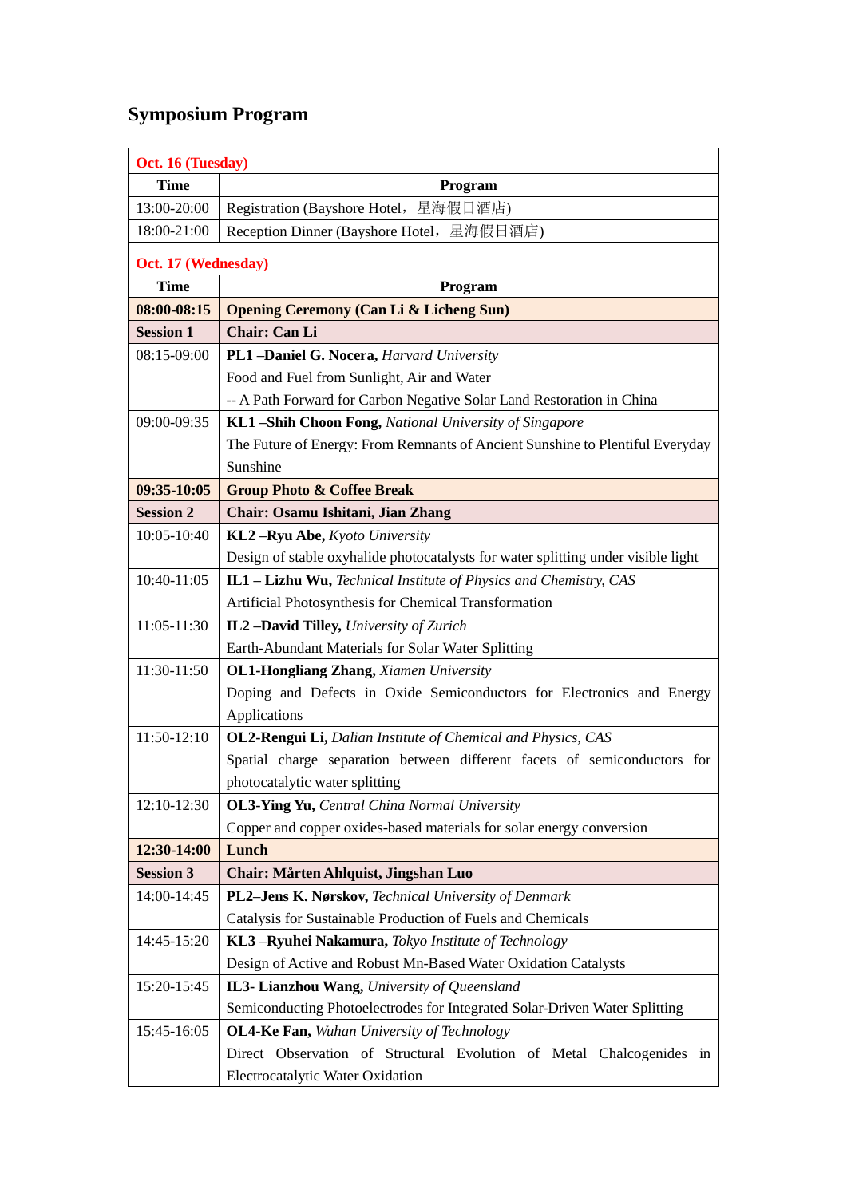## Symposium Program

| **Oct. 16 (Tuesday)** | |
|---|---|
| **Time** | **Program** |
| 13:00-20:00 | Registration (Bayshore Hotel，星海假日酒店) |
| 18:00-21:00 | Reception Dinner (Bayshore Hotel，星海假日酒店) |
| **Oct. 17 (Wednesday)** | |
| **Time** | **Program** |
| **08:00-08:15** | **Opening Ceremony (Can Li & Licheng Sun)** |
| **Session 1** | **Chair: Can Li** |
| 08:15-09:00 | **PL1 –Daniel G. Nocera,** *Harvard University*<br>Food and Fuel from Sunlight, Air and Water<br>-- A Path Forward for Carbon Negative Solar Land Restoration in China |
| 09:00-09:35 | **KL1 –Shih Choon Fong,** *National University of Singapore*<br>The Future of Energy: From Remnants of Ancient Sunshine to Plentiful Everyday Sunshine |
| **09:35-10:05** | **Group Photo & Coffee Break** |
| **Session 2** | **Chair: Osamu Ishitani, Jian Zhang** |
| 10:05-10:40 | **KL2 –Ryu Abe,** *Kyoto University*<br>Design of stable oxyhalide photocatalysts for water splitting under visible light |
| 10:40-11:05 | **IL1 – Lizhu Wu,** *Technical Institute of Physics and Chemistry, CAS*<br>Artificial Photosynthesis for Chemical Transformation |
| 11:05-11:30 | **IL2 –David Tilley,** *University of Zurich*<br>Earth-Abundant Materials for Solar Water Splitting |
| 11:30-11:50 | **OL1-Hongliang Zhang,** *Xiamen University*<br>Doping and Defects in Oxide Semiconductors for Electronics and Energy Applications |
| 11:50-12:10 | **OL2-Rengui Li,** *Dalian Institute of Chemical and Physics, CAS*<br>Spatial charge separation between different facets of semiconductors for photocatalytic water splitting |
| 12:10-12:30 | **OL3-Ying Yu,** *Central China Normal University*<br>Copper and copper oxides-based materials for solar energy conversion |
| **12:30-14:00** | **Lunch** |
| **Session 3** | **Chair: Mårten Ahlquist, Jingshan Luo** |
| 14:00-14:45 | **PL2–Jens K. Nørskov,** *Technical University of Denmark*<br>Catalysis for Sustainable Production of Fuels and Chemicals |
| 14:45-15:20 | **KL3 –Ryuhei Nakamura,** *Tokyo Institute of Technology*<br>Design of Active and Robust Mn-Based Water Oxidation Catalysts |
| 15:20-15:45 | **IL3- Lianzhou Wang,** *University of Queensland*<br>Semiconducting Photoelectrodes for Integrated Solar-Driven Water Splitting |
| 15:45-16:05 | **OL4-Ke Fan,** *Wuhan University of Technology*<br>Direct Observation of Structural Evolution of Metal Chalcogenides in Electrocatalytic Water Oxidation |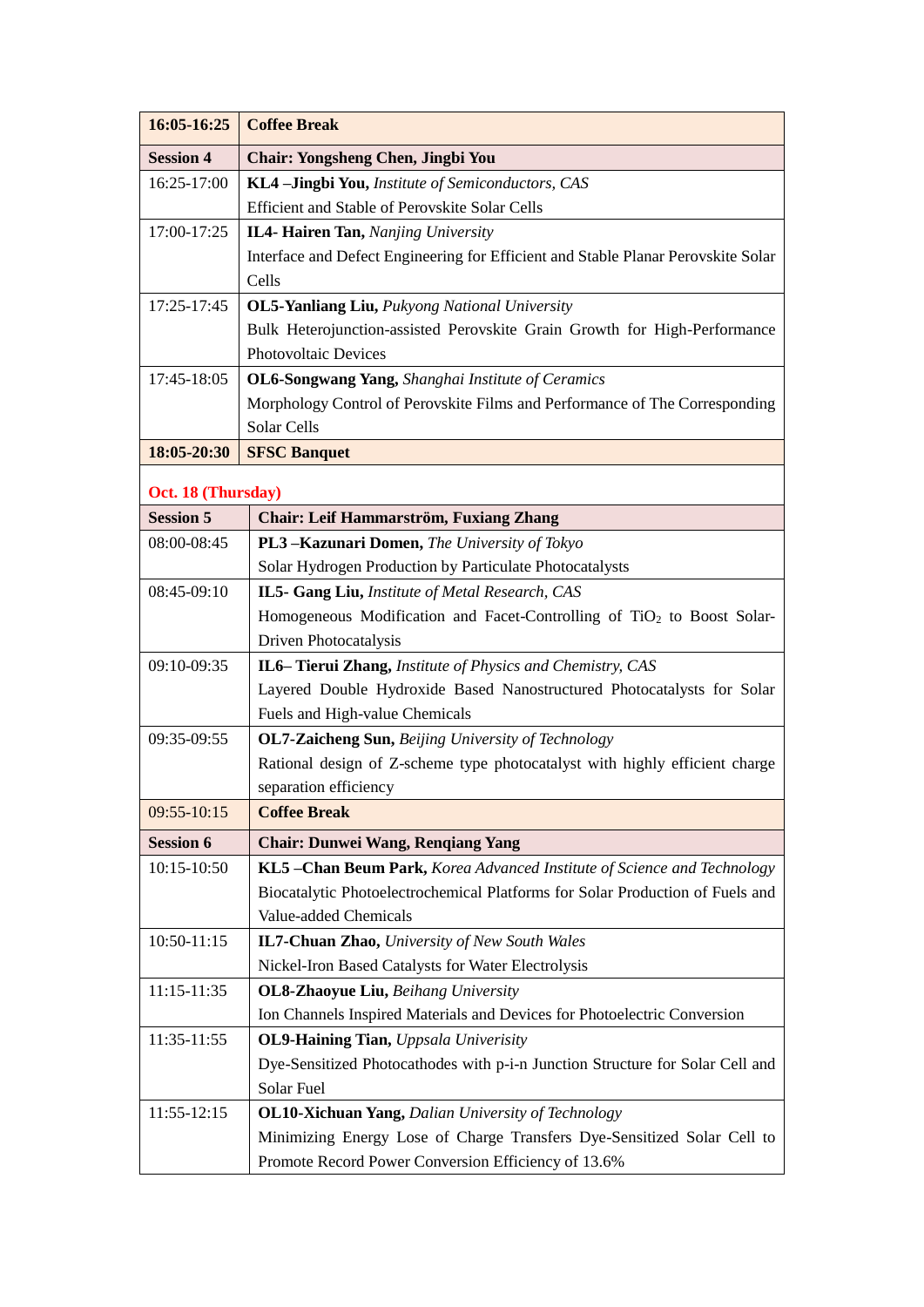| **16:05-16:25** | **Coffee Break** |
|---|---|
| **Session 4** | **Chair: Yongsheng Chen, Jingbi You** |
| 16:25-17:00 | **KL4 –Jingbi You,** *Institute of Semiconductors, CAS*<br>Efficient and Stable of Perovskite Solar Cells |
| 17:00-17:25 | **IL4- Hairen Tan,** *Nanjing University*<br>Interface and Defect Engineering for Efficient and Stable Planar Perovskite Solar Cells |
| 17:25-17:45 | **OL5-Yanliang Liu,** *Pukyong National University*<br>Bulk Heterojunction-assisted Perovskite Grain Growth for High-Performance Photovoltaic Devices |
| 17:45-18:05 | **OL6-Songwang Yang,** *Shanghai Institute of Ceramics*<br>Morphology Control of Perovskite Films and Performance of The Corresponding Solar Cells |
| **18:05-20:30** | **SFSC Banquet** |

**Oct. 18 (Thursday)**

| **Session 5** | **Chair: Leif Hammarström, Fuxiang Zhang** |
|---|---|
| 08:00-08:45 | **PL3 –Kazunari Domen,** *The University of Tokyo*<br>Solar Hydrogen Production by Particulate Photocatalysts |
| 08:45-09:10 | **IL5- Gang Liu,** *Institute of Metal Research, CAS*<br>Homogeneous Modification and Facet-Controlling of $TiO_2$ to Boost Solar-Driven Photocatalysis |
| 09:10-09:35 | **IL6– Tierui Zhang,** *Institute of Physics and Chemistry, CAS*<br>Layered Double Hydroxide Based Nanostructured Photocatalysts for Solar Fuels and High-value Chemicals |
| 09:35-09:55 | **OL7-Zaicheng Sun,** *Beijing University of Technology*<br>Rational design of Z-scheme type photocatalyst with highly efficient charge separation efficiency |
| 09:55-10:15 | **Coffee Break** |
| **Session 6** | **Chair: Dunwei Wang, Renqiang Yang** |
| 10:15-10:50 | **KL5 –Chan Beum Park,** *Korea Advanced Institute of Science and Technology*<br>Biocatalytic Photoelectrochemical Platforms for Solar Production of Fuels and Value-added Chemicals |
| 10:50-11:15 | **IL7-Chuan Zhao,** *University of New South Wales*<br>Nickel-Iron Based Catalysts for Water Electrolysis |
| 11:15-11:35 | **OL8-Zhaoyue Liu,** *Beihang University*<br>Ion Channels Inspired Materials and Devices for Photoelectric Conversion |
| 11:35-11:55 | **OL9-Haining Tian,** *Uppsala Univerisity*<br>Dye-Sensitized Photocathodes with p-i-n Junction Structure for Solar Cell and Solar Fuel |
| 11:55-12:15 | **OL10-Xichuan Yang,** *Dalian University of Technology*<br>Minimizing Energy Lose of Charge Transfers Dye-Sensitized Solar Cell to Promote Record Power Conversion Efficiency of 13.6% |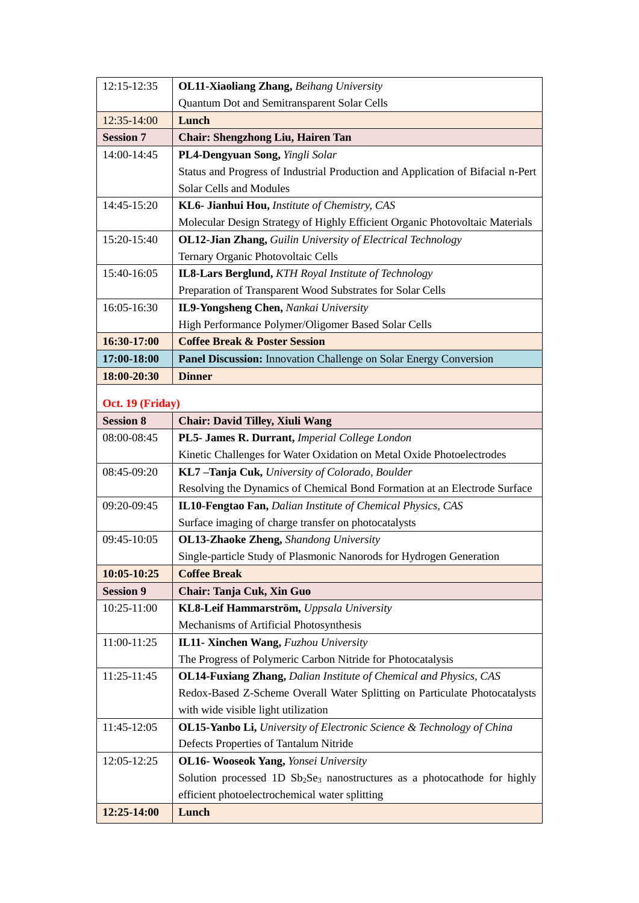| | |
|---|---|
| 12:15-12:35 | **OL11-Xiaoliang Zhang,** *Beihang University*<br>Quantum Dot and Semitransparent Solar Cells |
| 12:35-14:00 | **Lunch** |
| **Session 7** | **Chair: Shengzhong Liu, Hairen Tan** |
| 14:00-14:45 | **PL4-Dengyuan Song,** *Yingli Solar*<br>Status and Progress of Industrial Production and Application of Bifacial n-Pert Solar Cells and Modules |
| 14:45-15:20 | **KL6- Jianhui Hou,** *Institute of Chemistry, CAS*<br>Molecular Design Strategy of Highly Efficient Organic Photovoltaic Materials |
| 15:20-15:40 | **OL12-Jian Zhang,** *Guilin University of Electrical Technology*<br>Ternary Organic Photovoltaic Cells |
| 15:40-16:05 | **IL8-Lars Berglund,** *KTH Royal Institute of Technology*<br>Preparation of Transparent Wood Substrates for Solar Cells |
| 16:05-16:30 | **IL9-Yongsheng Chen,** *Nankai University*<br>High Performance Polymer/Oligomer Based Solar Cells |
| **16:30-17:00** | **Coffee Break & Poster Session** |
| **17:00-18:00** | **Panel Discussion:** Innovation Challenge on Solar Energy Conversion |
| **18:00-20:30** | **Dinner** |
| **Oct. 19 (Friday)** | |
| **Session 8** | **Chair: David Tilley, Xiuli Wang** |
| 08:00-08:45 | **PL5- James R. Durrant,** *Imperial College London*<br>Kinetic Challenges for Water Oxidation on Metal Oxide Photoelectrodes |
| 08:45-09:20 | **KL7 –Tanja Cuk,** *University of Colorado, Boulder*<br>Resolving the Dynamics of Chemical Bond Formation at an Electrode Surface |
| 09:20-09:45 | **IL10-Fengtao Fan,** *Dalian Institute of Chemical Physics, CAS*<br>Surface imaging of charge transfer on photocatalysts |
| 09:45-10:05 | **OL13-Zhaoke Zheng,** *Shandong University*<br>Single-particle Study of Plasmonic Nanorods for Hydrogen Generation |
| **10:05-10:25** | **Coffee Break** |
| **Session 9** | **Chair: Tanja Cuk, Xin Guo** |
| 10:25-11:00 | **KL8-Leif Hammarström,** *Uppsala University*<br>Mechanisms of Artificial Photosynthesis |
| 11:00-11:25 | **IL11- Xinchen Wang,** *Fuzhou University*<br>The Progress of Polymeric Carbon Nitride for Photocatalysis |
| 11:25-11:45 | **OL14-Fuxiang Zhang,** *Dalian Institute of Chemical and Physics, CAS*<br>Redox-Based Z-Scheme Overall Water Splitting on Particulate Photocatalysts with wide visible light utilization |
| 11:45-12:05 | **OL15-Yanbo Li,** *University of Electronic Science & Technology of China*<br>Defects Properties of Tantalum Nitride |
| 12:05-12:25 | **OL16- Wooseok Yang,** *Yonsei University*<br>Solution processed 1D $Sb_2Se_3$ nanostructures as a photocathode for highly efficient photoelectrochemical water splitting |
| **12:25-14:00** | **Lunch** |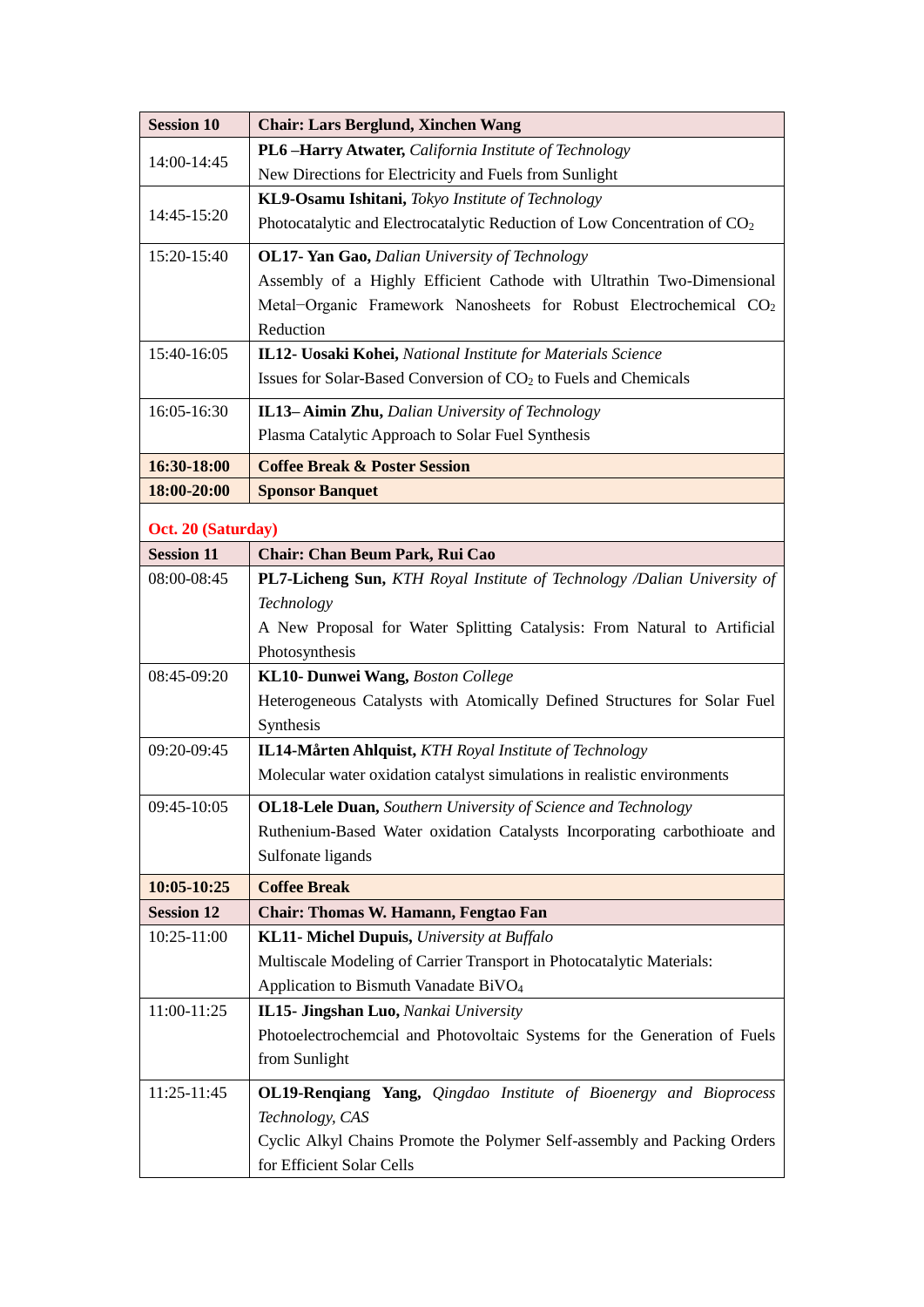| Session 10 | Chair: Lars Berglund, Xinchen Wang |
|---|---|
| 14:00-14:45 | **PL6 –Harry Atwater,** *California Institute of Technology*<br>New Directions for Electricity and Fuels from Sunlight |
| 14:45-15:20 | **KL9-Osamu Ishitani,** *Tokyo Institute of Technology*<br>Photocatalytic and Electrocatalytic Reduction of Low Concentration of $CO_2$ |
| 15:20-15:40 | **OL17- Yan Gao,** *Dalian University of Technology*<br>Assembly of a Highly Efficient Cathode with Ultrathin Two-Dimensional Metal−Organic Framework Nanosheets for Robust Electrochemical $CO_2$ Reduction |
| 15:40-16:05 | **IL12- Uosaki Kohei,** *National Institute for Materials Science*<br>Issues for Solar-Based Conversion of $CO_2$ to Fuels and Chemicals |
| 16:05-16:30 | **IL13– Aimin Zhu,** *Dalian University of Technology*<br>Plasma Catalytic Approach to Solar Fuel Synthesis |
| **16:30-18:00** | **Coffee Break & Poster Session** |
| **18:00-20:00** | **Sponsor Banquet** |
| **Oct. 20 (Saturday)** | |
| **Session 11** | **Chair: Chan Beum Park, Rui Cao** |
| 08:00-08:45 | **PL7-Licheng Sun,** *KTH Royal Institute of Technology /Dalian University of Technology*<br>A New Proposal for Water Splitting Catalysis: From Natural to Artificial Photosynthesis |
| 08:45-09:20 | **KL10- Dunwei Wang,** *Boston College*<br>Heterogeneous Catalysts with Atomically Defined Structures for Solar Fuel Synthesis |
| 09:20-09:45 | **IL14-Mårten Ahlquist,** *KTH Royal Institute of Technology*<br>Molecular water oxidation catalyst simulations in realistic environments |
| 09:45-10:05 | **OL18-Lele Duan,** *Southern University of Science and Technology*<br>Ruthenium-Based Water oxidation Catalysts Incorporating carbothioate and Sulfonate ligands |
| **10:05-10:25** | **Coffee Break** |
| **Session 12** | **Chair: Thomas W. Hamann, Fengtao Fan** |
| 10:25-11:00 | **KL11- Michel Dupuis,** *University at Buffalo*<br>Multiscale Modeling of Carrier Transport in Photocatalytic Materials: Application to Bismuth Vanadate $BiVO_4$ |
| 11:00-11:25 | **IL15- Jingshan Luo,** *Nankai University*<br>Photoelectrochemcial and Photovoltaic Systems for the Generation of Fuels from Sunlight |
| 11:25-11:45 | **OL19-Renqiang Yang,** *Qingdao Institute of Bioenergy and Bioprocess Technology, CAS*<br>Cyclic Alkyl Chains Promote the Polymer Self-assembly and Packing Orders for Efficient Solar Cells |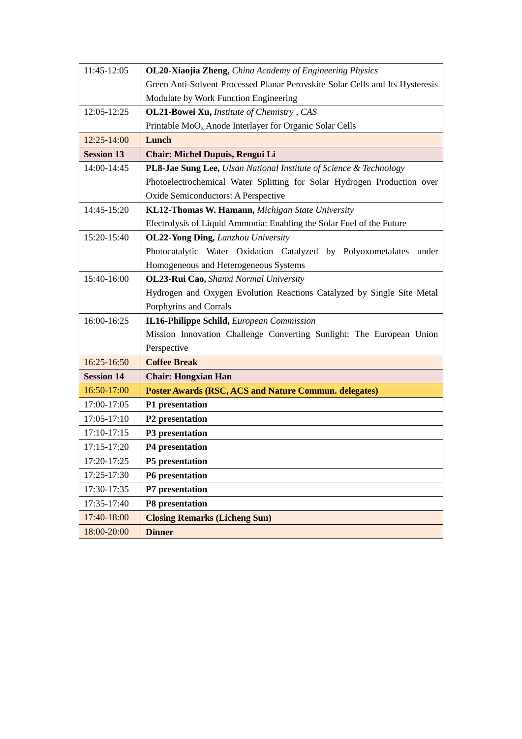| | |
|---|---|
| 11:45-12:05 | **OL20-Xiaojia Zheng,** *China Academy of Engineering Physics*<br>Green Anti-Solvent Processed Planar Perovskite Solar Cells and Its Hysteresis Modulate by Work Function Engineering |
| 12:05-12:25 | **OL21-Bowei Xu,** *Institute of Chemistry , CAS*<br>Printable $MoO_x$ Anode Interlayer for Organic Solar Cells |
| 12:25-14:00 | **Lunch** |
| **Session 13** | **Chair: Michel Dupuis, Rengui Li** |
| 14:00-14:45 | **PL8-Jae Sung Lee,** *Ulsan National Institute of Science & Technology*<br>Photoelectrochemical Water Splitting for Solar Hydrogen Production over Oxide Semiconductors: A Perspective |
| 14:45-15:20 | **KL12-Thomas W. Hamann,** *Michigan State University*<br>Electrolysis of Liquid Ammonia: Enabling the Solar Fuel of the Future |
| 15:20-15:40 | **OL22-Yong Ding,** *Lanzhou University*<br>Photocatalytic Water Oxidation Catalyzed by Polyoxometalates under Homogeneous and Heterogeneous Systems |
| 15:40-16:00 | **OL23-Rui Cao,** *Shanxi Normal University*<br>Hydrogen and Oxygen Evolution Reactions Catalyzed by Single Site Metal Porphyrins and Corrals |
| 16:00-16:25 | **IL16-Philippe Schild,** *European Commission*<br>Mission Innovation Challenge Converting Sunlight: The European Union Perspective |
| 16:25-16:50 | **Coffee Break** |
| **Session 14** | **Chair: Hongxian Han** |
| 16:50-17:00 | **Poster Awards (RSC, ACS and Nature Commun. delegates)** |
| 17:00-17:05 | **P1 presentation** |
| 17:05-17:10 | **P2 presentation** |
| 17:10-17:15 | **P3 presentation** |
| 17:15-17:20 | **P4 presentation** |
| 17:20-17:25 | **P5 presentation** |
| 17:25-17:30 | **P6 presentation** |
| 17:30-17:35 | **P7 presentation** |
| 17:35-17:40 | **P8 presentation** |
| 17:40-18:00 | **Closing Remarks (Licheng Sun)** |
| 18:00-20:00 | **Dinner** |